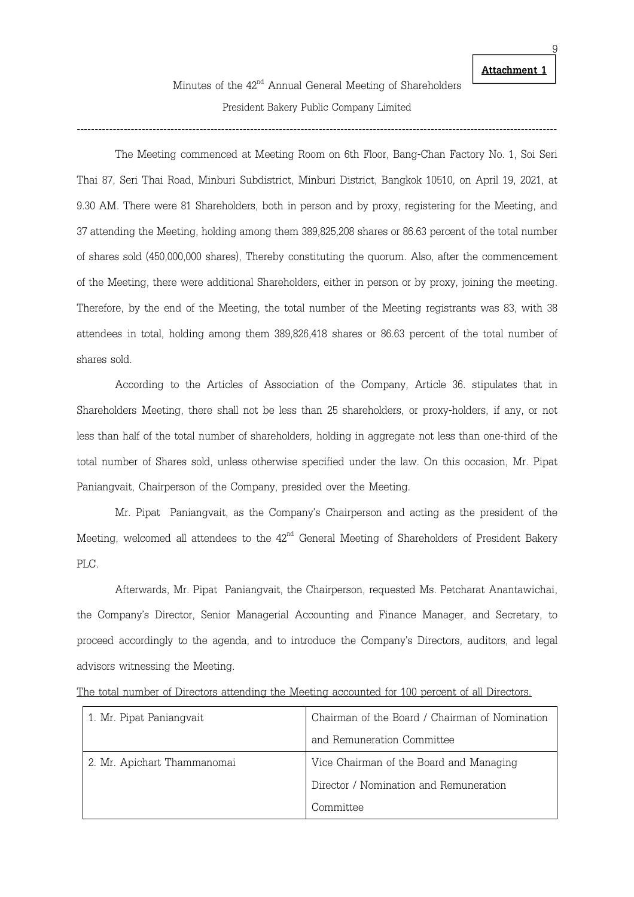**Attachment 1**

Minutes of the 42nd Annual General Meeting of Shareholders

President Bakery Public Company Limited

---

The Meeting commenced at Meeting Room on 6th Floor, Bang-Chan Factory No. 1, Soi Seri Thai 87, Seri Thai Road, Minburi Subdistrict, Minburi District, Bangkok 10510, on April 19, 2021, at 9.30 AM. There were 81 Shareholders, both in person and by proxy, registering for the Meeting, and 37 attending the Meeting, holding among them 389,825,208 shares or 86.63 percent of the total number of shares sold (450,000,000 shares), Thereby constituting the quorum. Also, after the commencement of the Meeting, there were additional Shareholders, either in person or by proxy, joining the meeting. Therefore, by the end of the Meeting, the total number of the Meeting registrants was 83, with 38 attendees in total, holding among them 389,826,418 shares or 86.63 percent of the total number of shares sold.

According to the Articles of Association of the Company, Article 36. stipulates that in Shareholders Meeting, there shall not be less than 25 shareholders, or proxy-holders, if any, or not less than half of the total number of shareholders, holding in aggregate not less than one-third of the total number of Shares sold, unless otherwise specified under the law. On this occasion, Mr. Pipat Paniangvait, Chairperson of the Company, presided over the Meeting.

Mr. Pipat Paniangvait, as the Company's Chairperson and acting as the president of the Meeting, welcomed all attendees to the 42nd General Meeting of Shareholders of President Bakery PLC.

Afterwards, Mr. Pipat Paniangvait, the Chairperson, requested Ms. Petcharat Anantawichai, the Company's Director, Senior Managerial Accounting and Finance Manager, and Secretary, to proceed accordingly to the agenda, and to introduce the Company's Directors, auditors, and legal advisors witnessing the Meeting.

The total number of Directors attending the Meeting accounted for 100 percent of all Directors.

| | |
|---|---|
| 1. Mr. Pipat Paniangvait | Chairman of the Board / Chairman of Nomination and Remuneration Committee |
| 2. Mr. Apichart Thammanomai | Vice Chairman of the Board and Managing Director / Nomination and Remuneration Committee |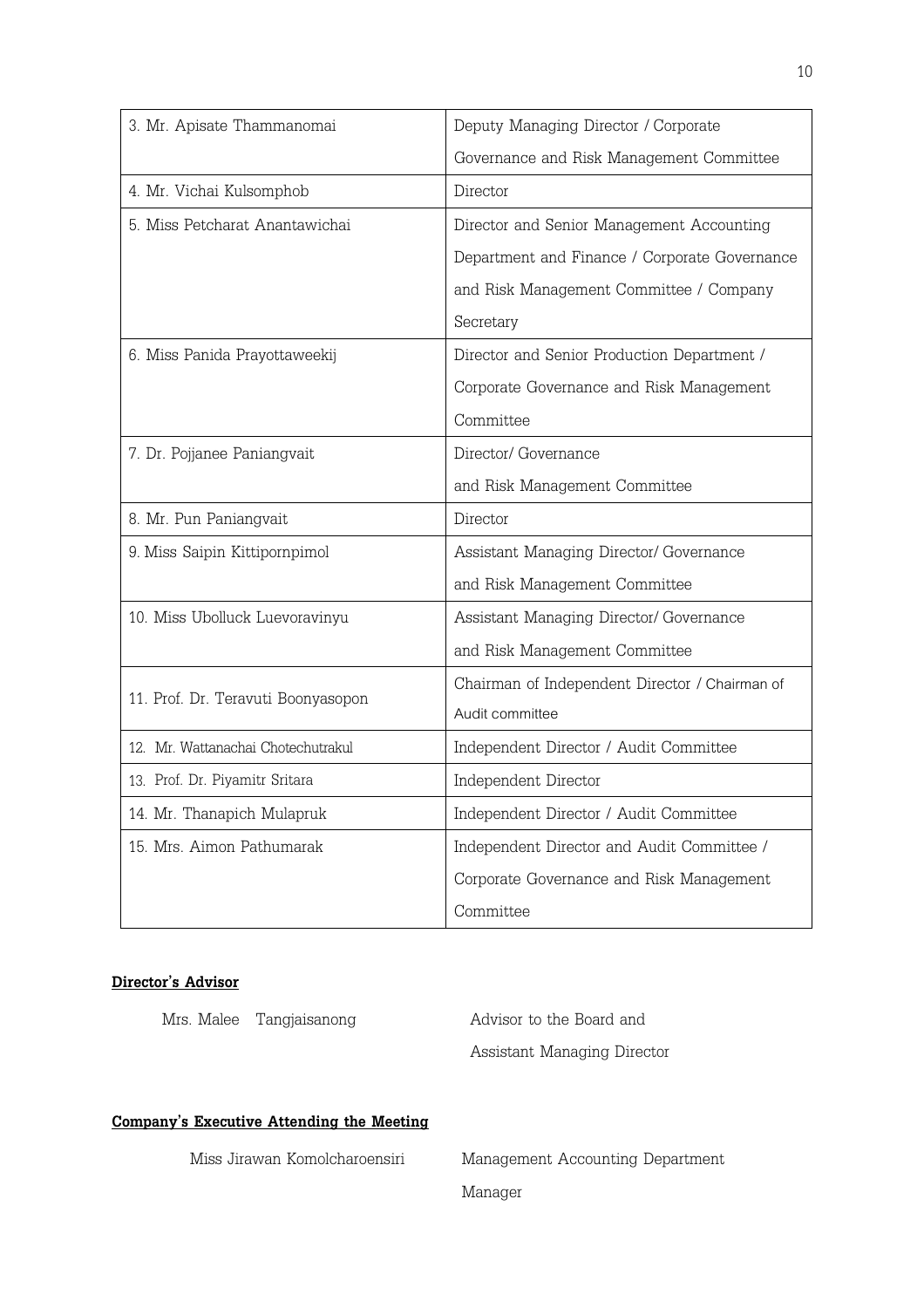| 3. Mr. Apisate Thammanomai | Deputy Managing Director / Corporate Governance and Risk Management Committee |
|---|---|
| 4. Mr. Vichai Kulsomphob | Director |
| 5. Miss Petcharat Anantawichai | Director and Senior Management Accounting Department and Finance / Corporate Governance and Risk Management Committee / Company Secretary |
| 6. Miss Panida Prayottaweekij | Director and Senior Production Department / Corporate Governance and Risk Management Committee |
| 7. Dr. Pojjanee Paniangvait | Director/ Governance and Risk Management Committee |
| 8. Mr. Pun Paniangvait | Director |
| 9. Miss Saipin Kittipornpimol | Assistant Managing Director/ Governance and Risk Management Committee |
| 10. Miss Ubolluck Luevoravinyu | Assistant Managing Director/ Governance and Risk Management Committee |
| 11. Prof. Dr. Teravuti Boonyasopon | Chairman of Independent Director / Chairman of Audit committee |
| 12. Mr. Wattanachai Chotechutrakul | Independent Director / Audit Committee |
| 13. Prof. Dr. Piyamitr Sritara | Independent Director |
| 14. Mr. Thanapich Mulapruk | Independent Director / Audit Committee |
| 15. Mrs. Aimon Pathumarak | Independent Director and Audit Committee / Corporate Governance and Risk Management Committee |

**Director's Advisor**

Mrs. Malee Tangjaisanong — Advisor to the Board and Assistant Managing Director

**Company's Executive Attending the Meeting**

Miss Jirawan Komolcharoensiri — Management Accounting Department Manager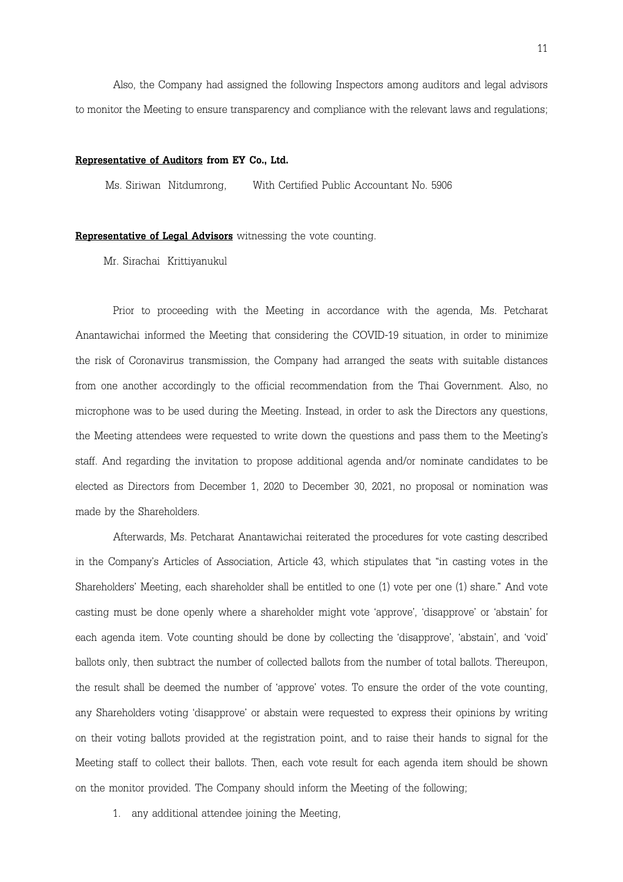Also, the Company had assigned the following Inspectors among auditors and legal advisors to monitor the Meeting to ensure transparency and compliance with the relevant laws and regulations;

**Representative of Auditors from EY Co., Ltd.**

Ms. Siriwan Nitdumrong, With Certified Public Accountant No. 5906

**Representative of Legal Advisors** witnessing the vote counting.

Mr. Sirachai Krittiyanukul

Prior to proceeding with the Meeting in accordance with the agenda, Ms. Petcharat Anantawichai informed the Meeting that considering the COVID-19 situation, in order to minimize the risk of Coronavirus transmission, the Company had arranged the seats with suitable distances from one another accordingly to the official recommendation from the Thai Government. Also, no microphone was to be used during the Meeting. Instead, in order to ask the Directors any questions, the Meeting attendees were requested to write down the questions and pass them to the Meeting's staff. And regarding the invitation to propose additional agenda and/or nominate candidates to be elected as Directors from December 1, 2020 to December 30, 2021, no proposal or nomination was made by the Shareholders.

Afterwards, Ms. Petcharat Anantawichai reiterated the procedures for vote casting described in the Company's Articles of Association, Article 43, which stipulates that "in casting votes in the Shareholders' Meeting, each shareholder shall be entitled to one (1) vote per one (1) share." And vote casting must be done openly where a shareholder might vote 'approve', 'disapprove' or 'abstain' for each agenda item. Vote counting should be done by collecting the 'disapprove', 'abstain', and 'void' ballots only, then subtract the number of collected ballots from the number of total ballots. Thereupon, the result shall be deemed the number of 'approve' votes. To ensure the order of the vote counting, any Shareholders voting 'disapprove' or abstain were requested to express their opinions by writing on their voting ballots provided at the registration point, and to raise their hands to signal for the Meeting staff to collect their ballots. Then, each vote result for each agenda item should be shown on the monitor provided. The Company should inform the Meeting of the following;

1. any additional attendee joining the Meeting,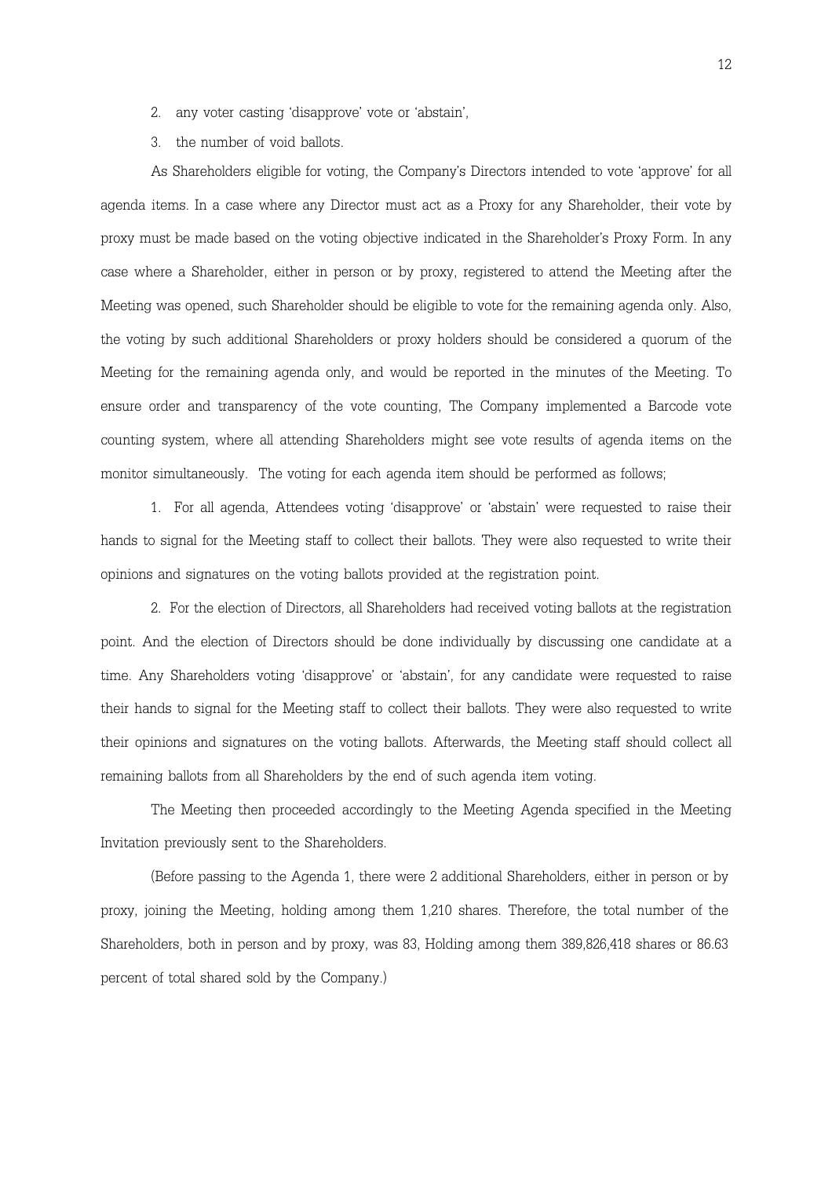2. any voter casting 'disapprove' vote or 'abstain',

3. the number of void ballots.

As Shareholders eligible for voting, the Company's Directors intended to vote 'approve' for all agenda items. In a case where any Director must act as a Proxy for any Shareholder, their vote by proxy must be made based on the voting objective indicated in the Shareholder's Proxy Form. In any case where a Shareholder, either in person or by proxy, registered to attend the Meeting after the Meeting was opened, such Shareholder should be eligible to vote for the remaining agenda only. Also, the voting by such additional Shareholders or proxy holders should be considered a quorum of the Meeting for the remaining agenda only, and would be reported in the minutes of the Meeting. To ensure order and transparency of the vote counting, The Company implemented a Barcode vote counting system, where all attending Shareholders might see vote results of agenda items on the monitor simultaneously. The voting for each agenda item should be performed as follows;

1. For all agenda, Attendees voting 'disapprove' or 'abstain' were requested to raise their hands to signal for the Meeting staff to collect their ballots. They were also requested to write their opinions and signatures on the voting ballots provided at the registration point.

2. For the election of Directors, all Shareholders had received voting ballots at the registration point. And the election of Directors should be done individually by discussing one candidate at a time. Any Shareholders voting 'disapprove' or 'abstain', for any candidate were requested to raise their hands to signal for the Meeting staff to collect their ballots. They were also requested to write their opinions and signatures on the voting ballots. Afterwards, the Meeting staff should collect all remaining ballots from all Shareholders by the end of such agenda item voting.

The Meeting then proceeded accordingly to the Meeting Agenda specified in the Meeting Invitation previously sent to the Shareholders.

(Before passing to the Agenda 1, there were 2 additional Shareholders, either in person or by proxy, joining the Meeting, holding among them 1,210 shares. Therefore, the total number of the Shareholders, both in person and by proxy, was 83, Holding among them 389,826,418 shares or 86.63 percent of total shared sold by the Company.)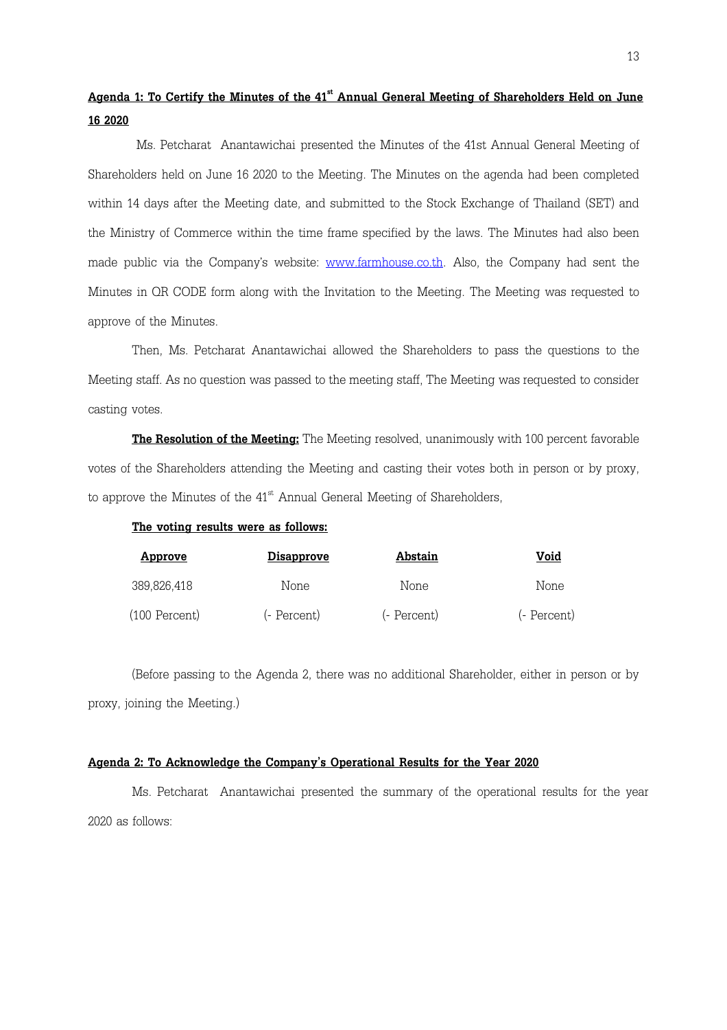**Agenda 1: To Certify the Minutes of the 41st Annual General Meeting of Shareholders Held on June 16 2020**

Ms. Petcharat Anantawichai presented the Minutes of the 41st Annual General Meeting of Shareholders held on June 16 2020 to the Meeting. The Minutes on the agenda had been completed within 14 days after the Meeting date, and submitted to the Stock Exchange of Thailand (SET) and the Ministry of Commerce within the time frame specified by the laws. The Minutes had also been made public via the Company's website: www.farmhouse.co.th. Also, the Company had sent the Minutes in QR CODE form along with the Invitation to the Meeting. The Meeting was requested to approve of the Minutes.

Then, Ms. Petcharat Anantawichai allowed the Shareholders to pass the questions to the Meeting staff. As no question was passed to the meeting staff, The Meeting was requested to consider casting votes.

**The Resolution of the Meeting:** The Meeting resolved, unanimously with 100 percent favorable votes of the Shareholders attending the Meeting and casting their votes both in person or by proxy, to approve the Minutes of the 41st Annual General Meeting of Shareholders,

**The voting results were as follows:**

| Approve | Disapprove | Abstain | Void |
|---|---|---|---|
| 389,826,418 | None | None | None |
| (100 Percent) | (- Percent) | (- Percent) | (- Percent) |

(Before passing to the Agenda 2, there was no additional Shareholder, either in person or by proxy, joining the Meeting.)

**Agenda 2: To Acknowledge the Company's Operational Results for the Year 2020**

Ms. Petcharat Anantawichai presented the summary of the operational results for the year 2020 as follows: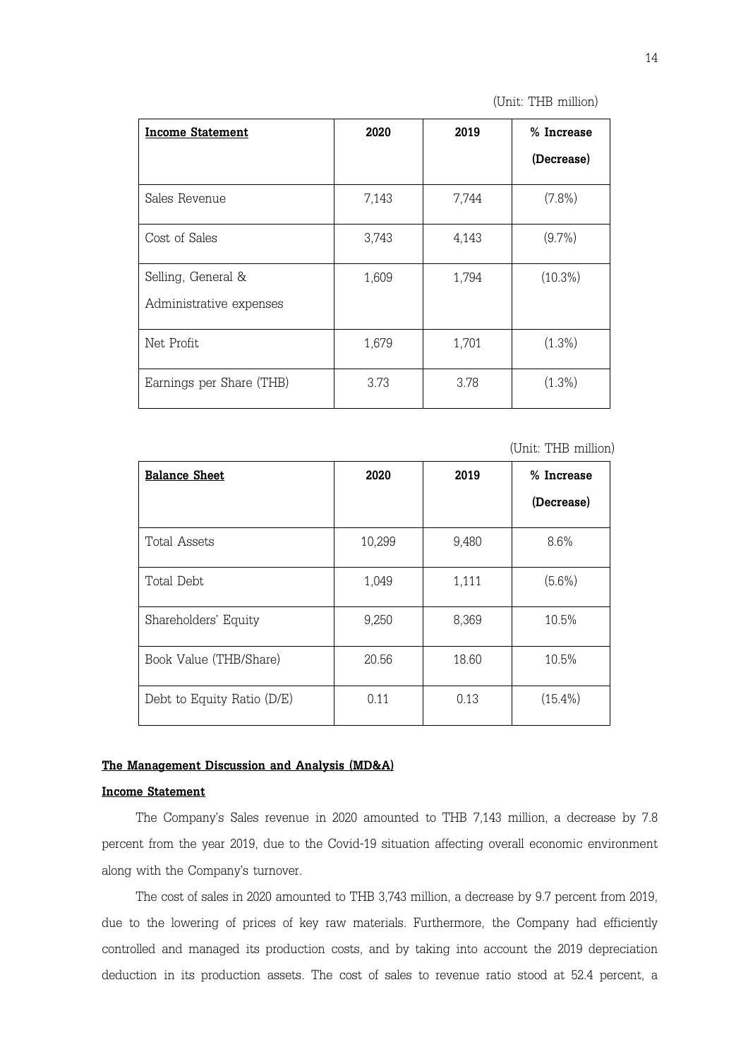(Unit: THB million)

| **Income Statement** | **2020** | **2019** | **% Increase (Decrease)** |
|---|---|---|---|
| Sales Revenue | 7,143 | 7,744 | (7.8%) |
| Cost of Sales | 3,743 | 4,143 | (9.7%) |
| Selling, General & Administrative expenses | 1,609 | 1,794 | (10.3%) |
| Net Profit | 1,679 | 1,701 | (1.3%) |
| Earnings per Share (THB) | 3.73 | 3.78 | (1.3%) |

(Unit: THB million)

| **Balance Sheet** | **2020** | **2019** | **% Increase (Decrease)** |
|---|---|---|---|
| Total Assets | 10,299 | 9,480 | 8.6% |
| Total Debt | 1,049 | 1,111 | (5.6%) |
| Shareholders' Equity | 9,250 | 8,369 | 10.5% |
| Book Value (THB/Share) | 20.56 | 18.60 | 10.5% |
| Debt to Equity Ratio (D/E) | 0.11 | 0.13 | (15.4%) |

**The Management Discussion and Analysis (MD&A)**

**Income Statement**

The Company's Sales revenue in 2020 amounted to THB 7,143 million, a decrease by 7.8 percent from the year 2019, due to the Covid-19 situation affecting overall economic environment along with the Company's turnover.

The cost of sales in 2020 amounted to THB 3,743 million, a decrease by 9.7 percent from 2019, due to the lowering of prices of key raw materials. Furthermore, the Company had efficiently controlled and managed its production costs, and by taking into account the 2019 depreciation deduction in its production assets. The cost of sales to revenue ratio stood at 52.4 percent, a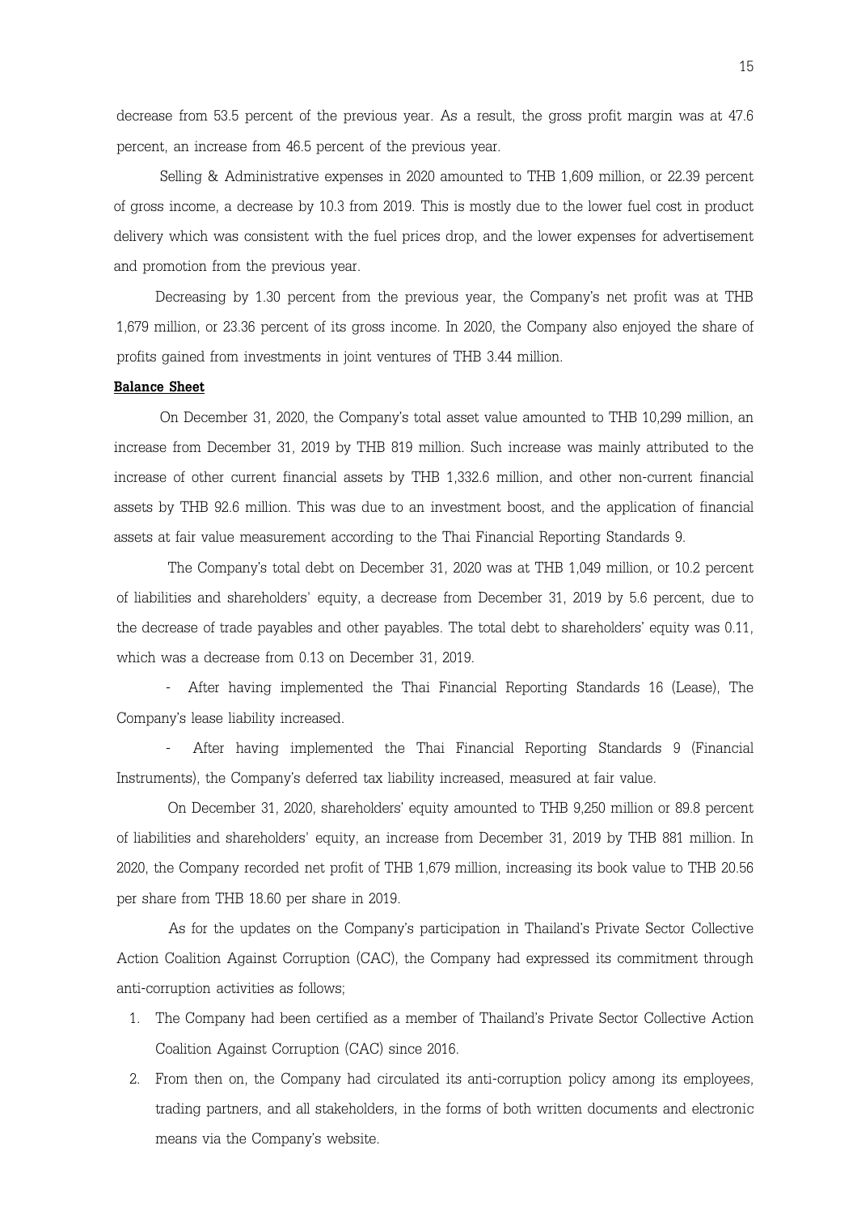decrease from 53.5 percent of the previous year. As a result, the gross profit margin was at 47.6 percent, an increase from 46.5 percent of the previous year.

Selling & Administrative expenses in 2020 amounted to THB 1,609 million, or 22.39 percent of gross income, a decrease by 10.3 from 2019. This is mostly due to the lower fuel cost in product delivery which was consistent with the fuel prices drop, and the lower expenses for advertisement and promotion from the previous year.

Decreasing by 1.30 percent from the previous year, the Company's net profit was at THB 1,679 million, or 23.36 percent of its gross income. In 2020, the Company also enjoyed the share of profits gained from investments in joint ventures of THB 3.44 million.

**Balance Sheet**

On December 31, 2020, the Company's total asset value amounted to THB 10,299 million, an increase from December 31, 2019 by THB 819 million. Such increase was mainly attributed to the increase of other current financial assets by THB 1,332.6 million, and other non-current financial assets by THB 92.6 million. This was due to an investment boost, and the application of financial assets at fair value measurement according to the Thai Financial Reporting Standards 9.

The Company's total debt on December 31, 2020 was at THB 1,049 million, or 10.2 percent of liabilities and shareholders' equity, a decrease from December 31, 2019 by 5.6 percent, due to the decrease of trade payables and other payables. The total debt to shareholders' equity was 0.11, which was a decrease from 0.13 on December 31, 2019.

- After having implemented the Thai Financial Reporting Standards 16 (Lease), The Company's lease liability increased.
- After having implemented the Thai Financial Reporting Standards 9 (Financial Instruments), the Company's deferred tax liability increased, measured at fair value.

On December 31, 2020, shareholders' equity amounted to THB 9,250 million or 89.8 percent of liabilities and shareholders' equity, an increase from December 31, 2019 by THB 881 million. In 2020, the Company recorded net profit of THB 1,679 million, increasing its book value to THB 20.56 per share from THB 18.60 per share in 2019.

As for the updates on the Company's participation in Thailand's Private Sector Collective Action Coalition Against Corruption (CAC), the Company had expressed its commitment through anti-corruption activities as follows;

1. The Company had been certified as a member of Thailand's Private Sector Collective Action Coalition Against Corruption (CAC) since 2016.
2. From then on, the Company had circulated its anti-corruption policy among its employees, trading partners, and all stakeholders, in the forms of both written documents and electronic means via the Company's website.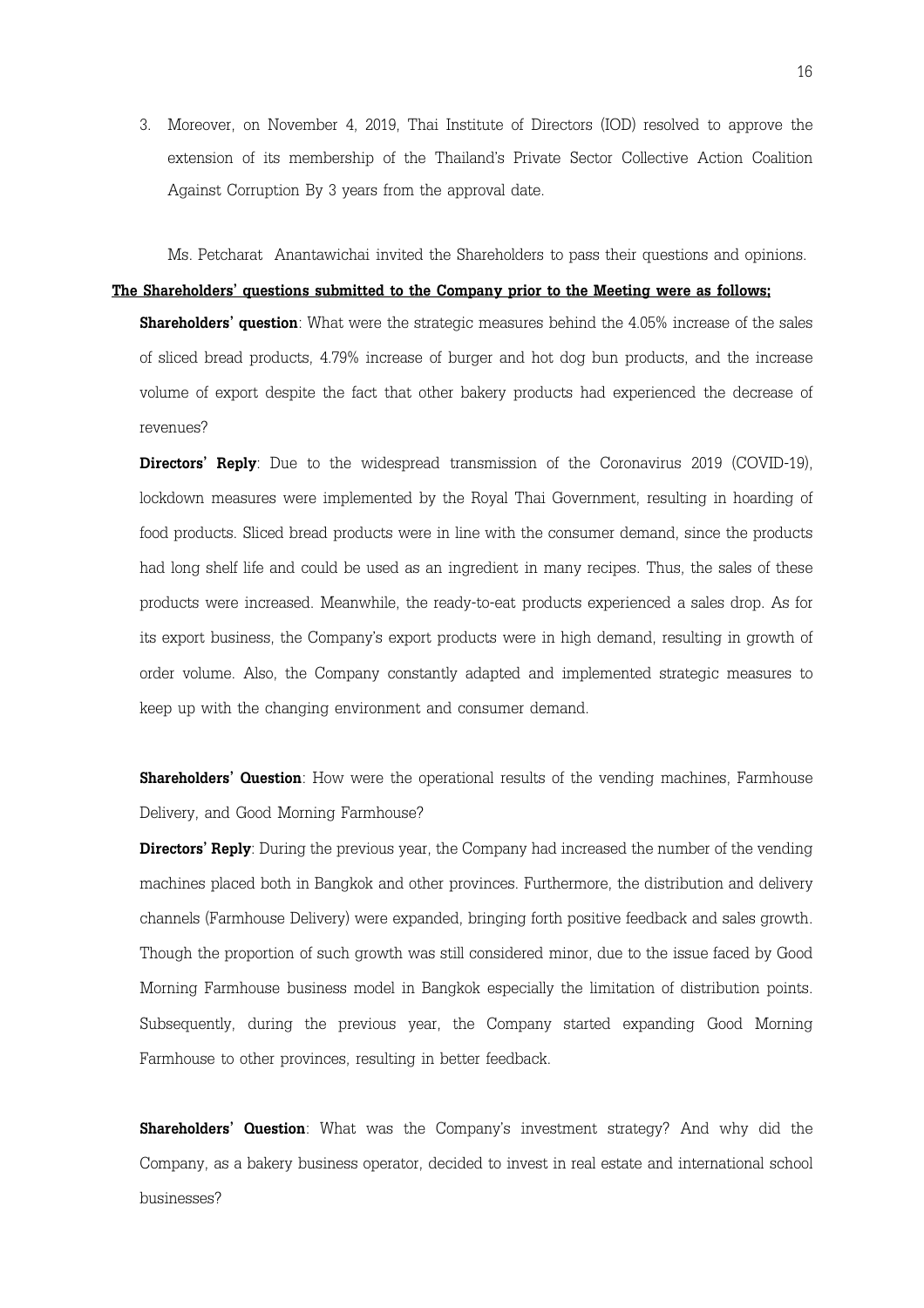3. Moreover, on November 4, 2019, Thai Institute of Directors (IOD) resolved to approve the extension of its membership of the Thailand's Private Sector Collective Action Coalition Against Corruption By 3 years from the approval date.

Ms. Petcharat Anantawichai invited the Shareholders to pass their questions and opinions.

**<u>The Shareholders' questions submitted to the Company prior to the Meeting were as follows;</u>**

**Shareholders' question**: What were the strategic measures behind the 4.05% increase of the sales of sliced bread products, 4.79% increase of burger and hot dog bun products, and the increase volume of export despite the fact that other bakery products had experienced the decrease of revenues?

**Directors' Reply**: Due to the widespread transmission of the Coronavirus 2019 (COVID-19), lockdown measures were implemented by the Royal Thai Government, resulting in hoarding of food products. Sliced bread products were in line with the consumer demand, since the products had long shelf life and could be used as an ingredient in many recipes. Thus, the sales of these products were increased. Meanwhile, the ready-to-eat products experienced a sales drop. As for its export business, the Company's export products were in high demand, resulting in growth of order volume. Also, the Company constantly adapted and implemented strategic measures to keep up with the changing environment and consumer demand.

**Shareholders' Question**: How were the operational results of the vending machines, Farmhouse Delivery, and Good Morning Farmhouse?

**Directors' Reply**: During the previous year, the Company had increased the number of the vending machines placed both in Bangkok and other provinces. Furthermore, the distribution and delivery channels (Farmhouse Delivery) were expanded, bringing forth positive feedback and sales growth. Though the proportion of such growth was still considered minor, due to the issue faced by Good Morning Farmhouse business model in Bangkok especially the limitation of distribution points. Subsequently, during the previous year, the Company started expanding Good Morning Farmhouse to other provinces, resulting in better feedback.

**Shareholders' Question**: What was the Company's investment strategy? And why did the Company, as a bakery business operator, decided to invest in real estate and international school businesses?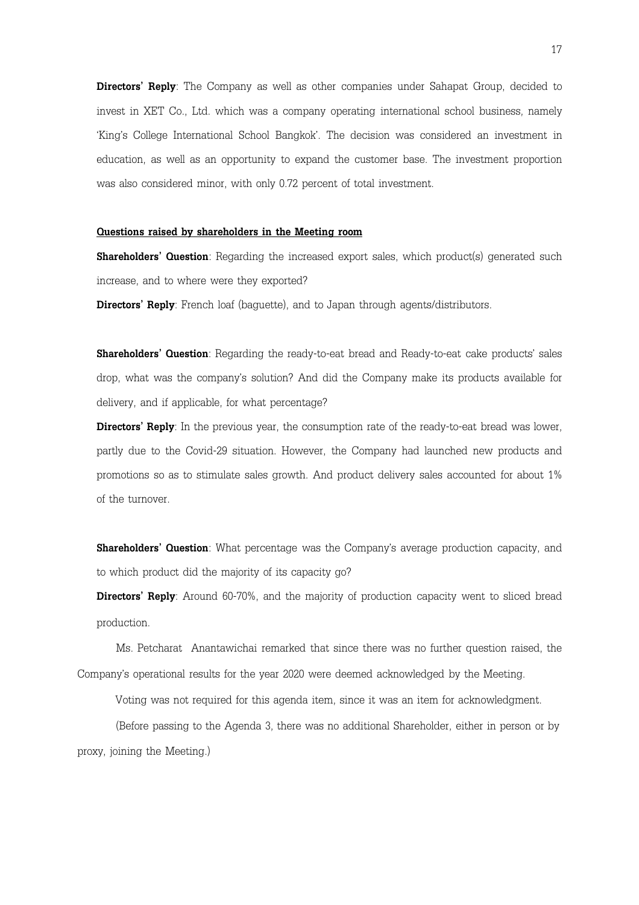**Directors' Reply**: The Company as well as other companies under Sahapat Group, decided to invest in XET Co., Ltd. which was a company operating international school business, namely 'King's College International School Bangkok'. The decision was considered an investment in education, as well as an opportunity to expand the customer base. The investment proportion was also considered minor, with only 0.72 percent of total investment.

**Questions raised by shareholders in the Meeting room**

**Shareholders' Question**: Regarding the increased export sales, which product(s) generated such increase, and to where were they exported?

**Directors' Reply**: French loaf (baguette), and to Japan through agents/distributors.

**Shareholders' Question**: Regarding the ready-to-eat bread and Ready-to-eat cake products' sales drop, what was the company's solution? And did the Company make its products available for delivery, and if applicable, for what percentage?

**Directors' Reply**: In the previous year, the consumption rate of the ready-to-eat bread was lower, partly due to the Covid-29 situation. However, the Company had launched new products and promotions so as to stimulate sales growth. And product delivery sales accounted for about 1% of the turnover.

**Shareholders' Question**: What percentage was the Company's average production capacity, and to which product did the majority of its capacity go?

**Directors' Reply**: Around 60-70%, and the majority of production capacity went to sliced bread production.

Ms. Petcharat Anantawichai remarked that since there was no further question raised, the Company's operational results for the year 2020 were deemed acknowledged by the Meeting.

Voting was not required for this agenda item, since it was an item for acknowledgment.

(Before passing to the Agenda 3, there was no additional Shareholder, either in person or by proxy, joining the Meeting.)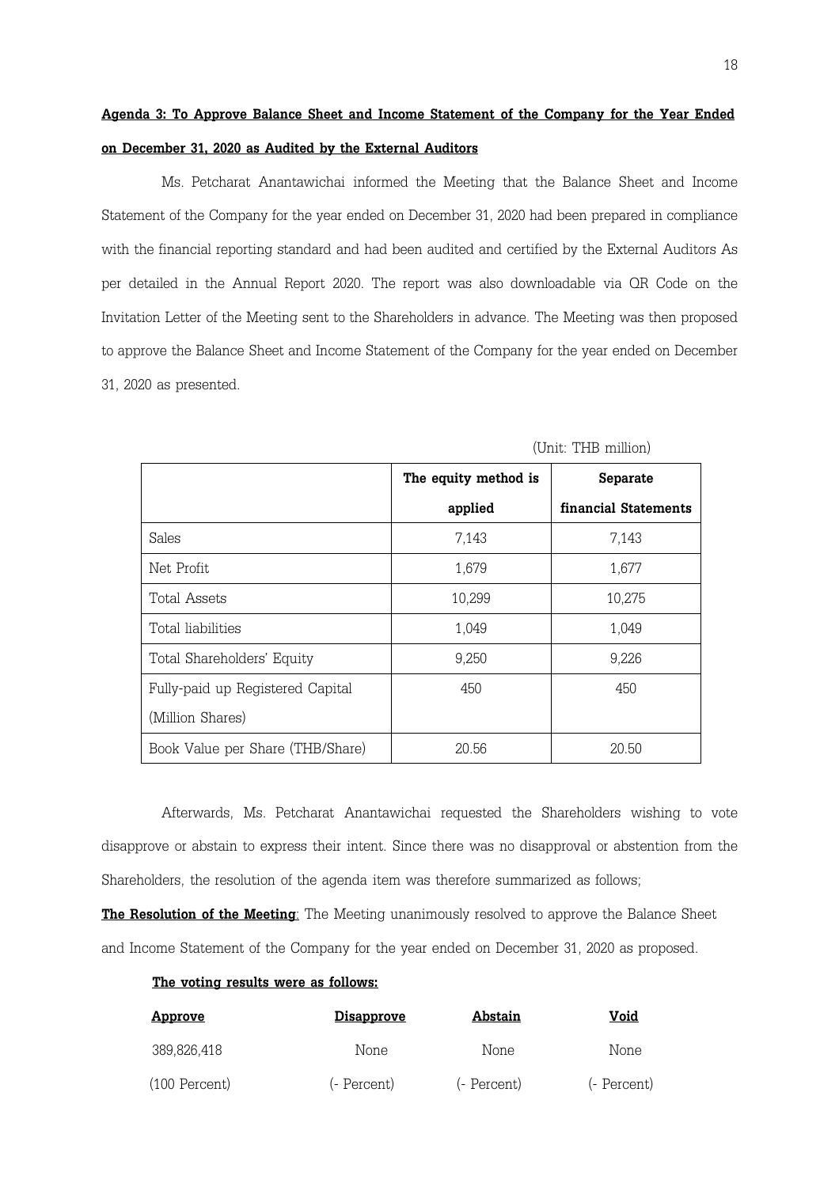**Agenda 3: To Approve Balance Sheet and Income Statement of the Company for the Year Ended on December 31, 2020 as Audited by the External Auditors**

Ms. Petcharat Anantawichai informed the Meeting that the Balance Sheet and Income Statement of the Company for the year ended on December 31, 2020 had been prepared in compliance with the financial reporting standard and had been audited and certified by the External Auditors As per detailed in the Annual Report 2020. The report was also downloadable via QR Code on the Invitation Letter of the Meeting sent to the Shareholders in advance. The Meeting was then proposed to approve the Balance Sheet and Income Statement of the Company for the year ended on December 31, 2020 as presented.

(Unit: THB million)

| | **The equity method is applied** | **Separate financial Statements** |
|---|---|---|
| Sales | 7,143 | 7,143 |
| Net Profit | 1,679 | 1,677 |
| Total Assets | 10,299 | 10,275 |
| Total liabilities | 1,049 | 1,049 |
| Total Shareholders' Equity | 9,250 | 9,226 |
| Fully-paid up Registered Capital (Million Shares) | 450 | 450 |
| Book Value per Share (THB/Share) | 20.56 | 20.50 |

Afterwards, Ms. Petcharat Anantawichai requested the Shareholders wishing to vote disapprove or abstain to express their intent. Since there was no disapproval or abstention from the Shareholders, the resolution of the agenda item was therefore summarized as follows;

**The Resolution of the Meeting**: The Meeting unanimously resolved to approve the Balance Sheet and Income Statement of the Company for the year ended on December 31, 2020 as proposed.

**The voting results were as follows:**

| **Approve** | **Disapprove** | **Abstain** | **Void** |
|---|---|---|---|
| 389,826,418 | None | None | None |
| (100 Percent) | (- Percent) | (- Percent) | (- Percent) |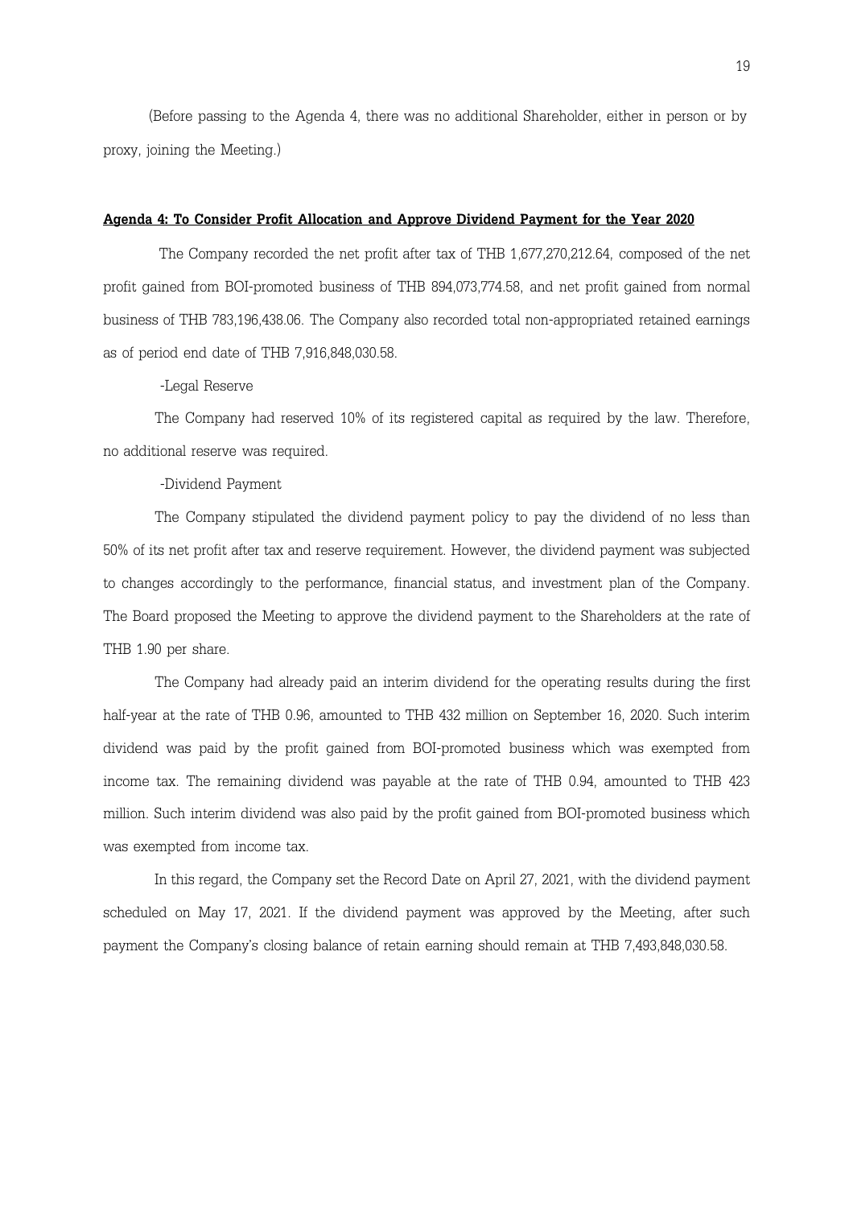(Before passing to the Agenda 4, there was no additional Shareholder, either in person or by proxy, joining the Meeting.)

**Agenda 4: To Consider Profit Allocation and Approve Dividend Payment for the Year 2020**

The Company recorded the net profit after tax of THB 1,677,270,212.64, composed of the net profit gained from BOI-promoted business of THB 894,073,774.58, and net profit gained from normal business of THB 783,196,438.06. The Company also recorded total non-appropriated retained earnings as of period end date of THB 7,916,848,030.58.

-Legal Reserve

The Company had reserved 10% of its registered capital as required by the law. Therefore, no additional reserve was required.

-Dividend Payment

The Company stipulated the dividend payment policy to pay the dividend of no less than 50% of its net profit after tax and reserve requirement. However, the dividend payment was subjected to changes accordingly to the performance, financial status, and investment plan of the Company. The Board proposed the Meeting to approve the dividend payment to the Shareholders at the rate of THB 1.90 per share.

The Company had already paid an interim dividend for the operating results during the first half-year at the rate of THB 0.96, amounted to THB 432 million on September 16, 2020. Such interim dividend was paid by the profit gained from BOI-promoted business which was exempted from income tax. The remaining dividend was payable at the rate of THB 0.94, amounted to THB 423 million. Such interim dividend was also paid by the profit gained from BOI-promoted business which was exempted from income tax.

In this regard, the Company set the Record Date on April 27, 2021, with the dividend payment scheduled on May 17, 2021. If the dividend payment was approved by the Meeting, after such payment the Company's closing balance of retain earning should remain at THB 7,493,848,030.58.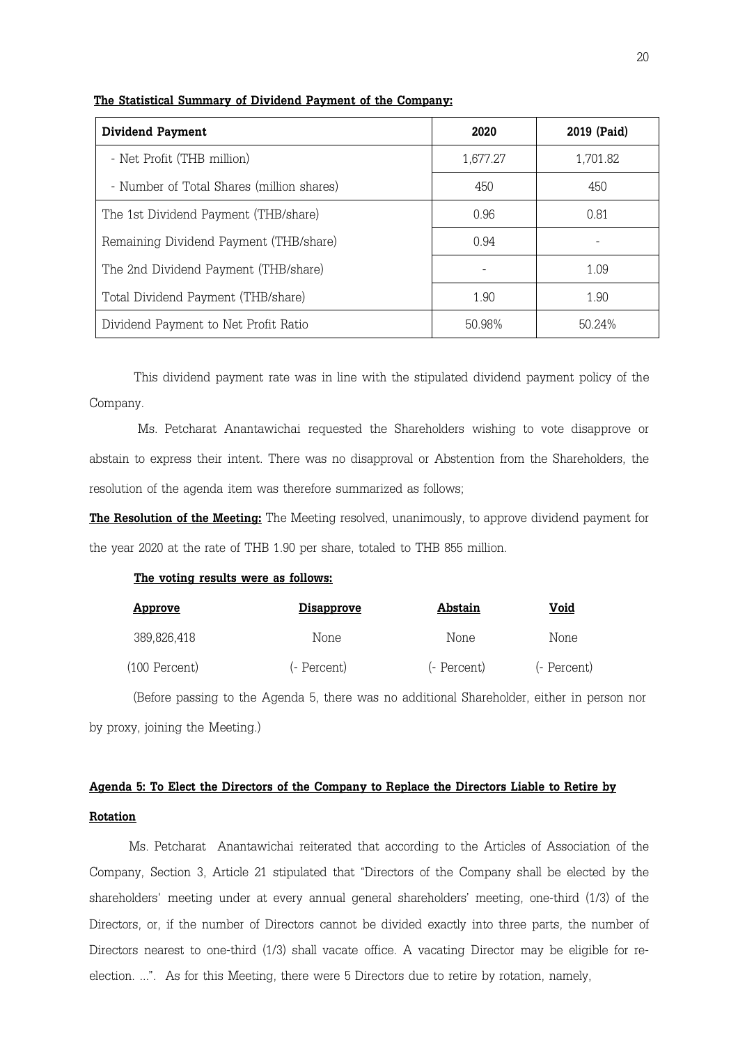**The Statistical Summary of Dividend Payment of the Company:**

| Dividend Payment | 2020 | 2019 (Paid) |
| --- | --- | --- |
| - Net Profit (THB million) | 1,677.27 | 1,701.82 |
| - Number of Total Shares (million shares) | 450 | 450 |
| The 1st Dividend Payment (THB/share) | 0.96 | 0.81 |
| Remaining Dividend Payment (THB/share) | 0.94 | - |
| The 2nd Dividend Payment (THB/share) | - | 1.09 |
| Total Dividend Payment (THB/share) | 1.90 | 1.90 |
| Dividend Payment to Net Profit Ratio | 50.98% | 50.24% |

This dividend payment rate was in line with the stipulated dividend payment policy of the Company.

Ms. Petcharat Anantawichai requested the Shareholders wishing to vote disapprove or abstain to express their intent. There was no disapproval or Abstention from the Shareholders, the resolution of the agenda item was therefore summarized as follows;

**The Resolution of the Meeting:** The Meeting resolved, unanimously, to approve dividend payment for the year 2020 at the rate of THB 1.90 per share, totaled to THB 855 million.

**The voting results were as follows:**

| Approve | Disapprove | Abstain | Void |
| --- | --- | --- | --- |
| 389,826,418 | None | None | None |
| (100 Percent) | (- Percent) | (- Percent) | (- Percent) |

(Before passing to the Agenda 5, there was no additional Shareholder, either in person nor by proxy, joining the Meeting.)

**Agenda 5: To Elect the Directors of the Company to Replace the Directors Liable to Retire by Rotation**

Ms. Petcharat Anantawichai reiterated that according to the Articles of Association of the Company, Section 3, Article 21 stipulated that "Directors of the Company shall be elected by the shareholders' meeting under at every annual general shareholders' meeting, one-third (1/3) of the Directors, or, if the number of Directors cannot be divided exactly into three parts, the number of Directors nearest to one-third (1/3) shall vacate office. A vacating Director may be eligible for re-election. ...". As for this Meeting, there were 5 Directors due to retire by rotation, namely,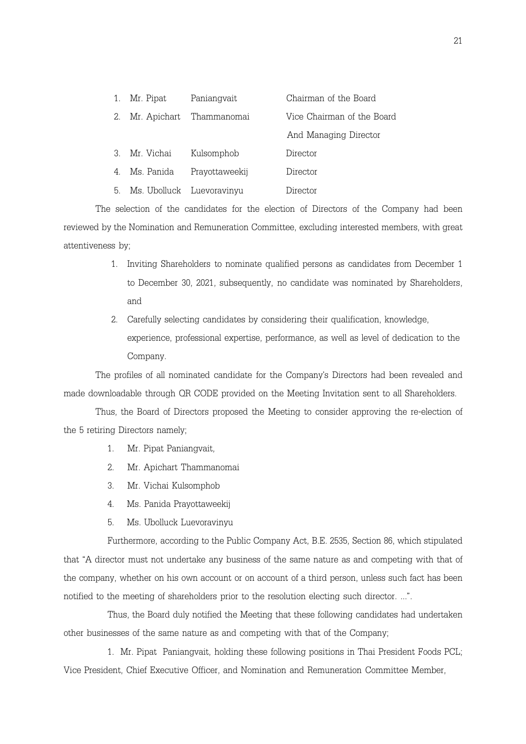| | | |
|---|---|---|
| 1. Mr. Pipat | Paniangvait | Chairman of the Board |
| 2. Mr. Apichart | Thammanomai | Vice Chairman of the Board And Managing Director |
| 3. Mr. Vichai | Kulsomphob | Director |
| 4. Ms. Panida | Prayottaweekij | Director |
| 5. Ms. Ubolluck | Luevoravinyu | Director |

The selection of the candidates for the election of Directors of the Company had been reviewed by the Nomination and Remuneration Committee, excluding interested members, with great attentiveness by;

1. Inviting Shareholders to nominate qualified persons as candidates from December 1 to December 30, 2021, subsequently, no candidate was nominated by Shareholders, and
2. Carefully selecting candidates by considering their qualification, knowledge, experience, professional expertise, performance, as well as level of dedication to the Company.

The profiles of all nominated candidate for the Company's Directors had been revealed and made downloadable through QR CODE provided on the Meeting Invitation sent to all Shareholders.

Thus, the Board of Directors proposed the Meeting to consider approving the re-election of the 5 retiring Directors namely;

1. Mr. Pipat Paniangvait,
2. Mr. Apichart Thammanomai
3. Mr. Vichai Kulsomphob
4. Ms. Panida Prayottaweekij
5. Ms. Ubolluck Luevoravinyu

Furthermore, according to the Public Company Act, B.E. 2535, Section 86, which stipulated that "A director must not undertake any business of the same nature as and competing with that of the company, whether on his own account or on account of a third person, unless such fact has been notified to the meeting of shareholders prior to the resolution electing such director. ...".

Thus, the Board duly notified the Meeting that these following candidates had undertaken other businesses of the same nature as and competing with that of the Company;

1. Mr. Pipat Paniangvait, holding these following positions in Thai President Foods PCL; Vice President, Chief Executive Officer, and Nomination and Remuneration Committee Member,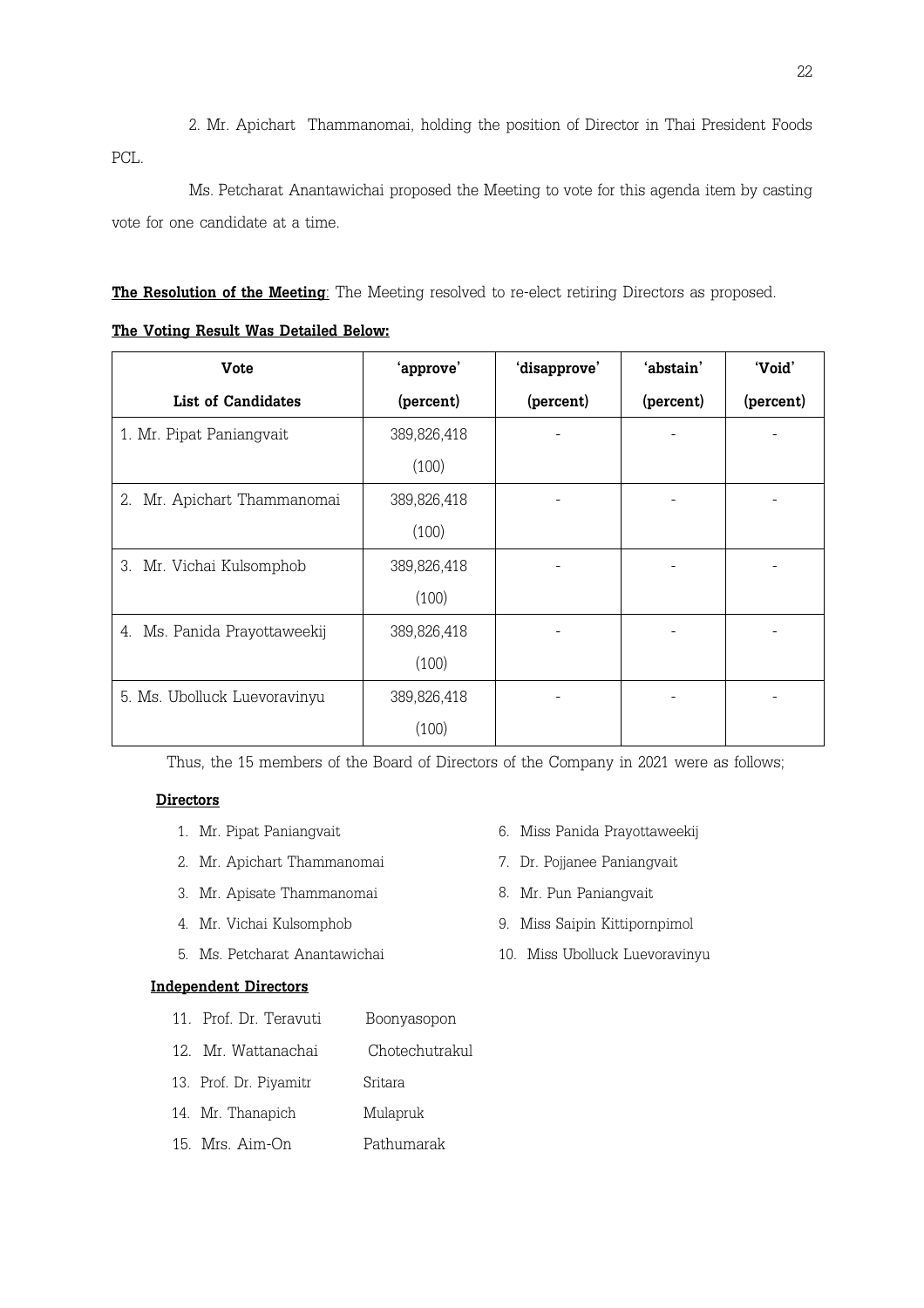2. Mr. Apichart Thammanomai, holding the position of Director in Thai President Foods PCL.

Ms. Petcharat Anantawichai proposed the Meeting to vote for this agenda item by casting vote for one candidate at a time.

**The Resolution of the Meeting**: The Meeting resolved to re-elect retiring Directors as proposed.

**The Voting Result Was Detailed Below:**

| Vote<br>List of Candidates | 'approve'<br>(percent) | 'disapprove'<br>(percent) | 'abstain'<br>(percent) | 'Void'<br>(percent) |
|---|---|---|---|---|
| 1. Mr. Pipat Paniangvait | 389,826,418<br>(100) | - | - | - |
| 2. Mr. Apichart Thammanomai | 389,826,418<br>(100) | - | - | - |
| 3. Mr. Vichai Kulsomphob | 389,826,418<br>(100) | - | - | - |
| 4. Ms. Panida Prayottaweekij | 389,826,418<br>(100) | - | - | - |
| 5. Ms. Ubolluck Luevoravinyu | 389,826,418<br>(100) | - | - | - |

Thus, the 15 members of the Board of Directors of the Company in 2021 were as follows;

**Directors**

1. Mr. Pipat Paniangvait
2. Mr. Apichart Thammanomai
3. Mr. Apisate Thammanomai
4. Mr. Vichai Kulsomphob
5. Ms. Petcharat Anantawichai
6. Miss Panida Prayottaweekij
7. Dr. Pojjanee Paniangvait
8. Mr. Pun Paniangvait
9. Miss Saipin Kittipornpimol
10. Miss Ubolluck Luevoravinyu

**Independent Directors**

11. Prof. Dr. Teravuti Boonyasopon
12. Mr. Wattanachai Chotechutrakul
13. Prof. Dr. Piyamitr Sritara
14. Mr. Thanapich Mulapruk
15. Mrs. Aim-On Pathumarak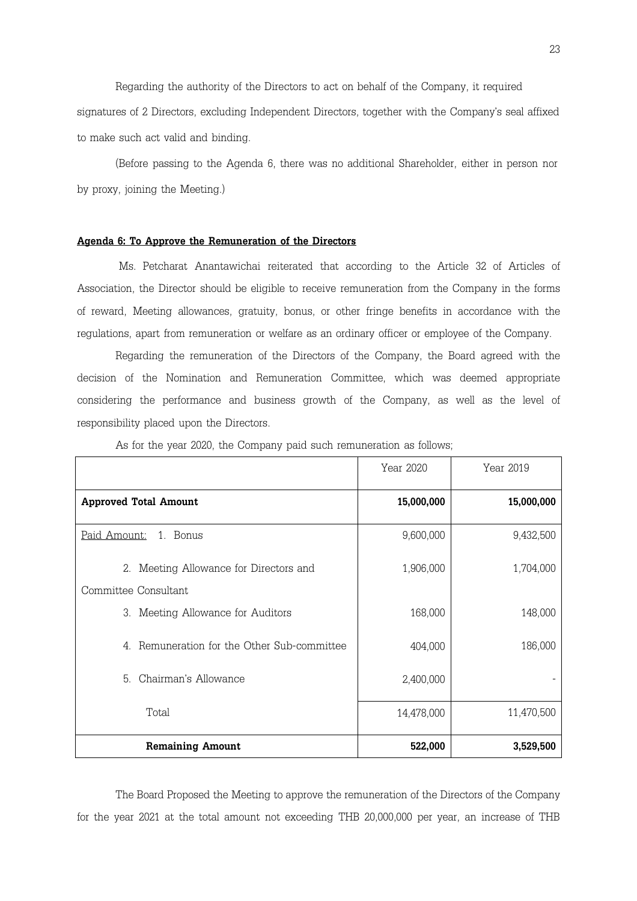Regarding the authority of the Directors to act on behalf of the Company, it required signatures of 2 Directors, excluding Independent Directors, together with the Company's seal affixed to make such act valid and binding.

(Before passing to the Agenda 6, there was no additional Shareholder, either in person nor by proxy, joining the Meeting.)

**Agenda 6: To Approve the Remuneration of the Directors**

Ms. Petcharat Anantawichai reiterated that according to the Article 32 of Articles of Association, the Director should be eligible to receive remuneration from the Company in the forms of reward, Meeting allowances, gratuity, bonus, or other fringe benefits in accordance with the regulations, apart from remuneration or welfare as an ordinary officer or employee of the Company.

Regarding the remuneration of the Directors of the Company, the Board agreed with the decision of the Nomination and Remuneration Committee, which was deemed appropriate considering the performance and business growth of the Company, as well as the level of responsibility placed upon the Directors.

As for the year 2020, the Company paid such remuneration as follows;

| | Year 2020 | Year 2019 |
|---|---|---|
| **Approved Total Amount** | **15,000,000** | **15,000,000** |
| Paid Amount: 1. Bonus | 9,600,000 | 9,432,500 |
| 2. Meeting Allowance for Directors and Committee Consultant | 1,906,000 | 1,704,000 |
| 3. Meeting Allowance for Auditors | 168,000 | 148,000 |
| 4. Remuneration for the Other Sub-committee | 404,000 | 186,000 |
| 5. Chairman's Allowance | 2,400,000 | - |
| Total | 14,478,000 | 11,470,500 |
| **Remaining Amount** | **522,000** | **3,529,500** |

The Board Proposed the Meeting to approve the remuneration of the Directors of the Company for the year 2021 at the total amount not exceeding THB 20,000,000 per year, an increase of THB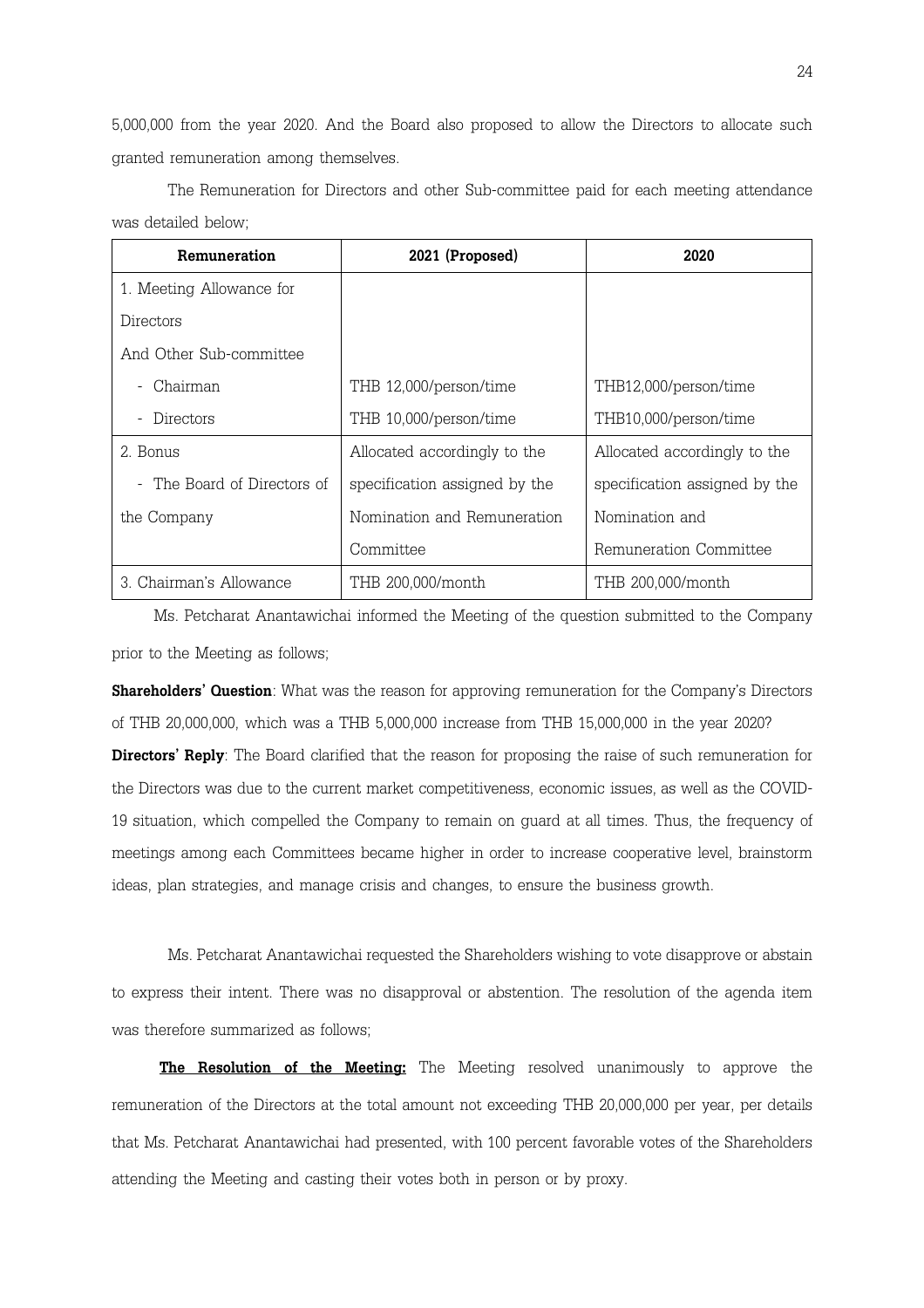5,000,000 from the year 2020. And the Board also proposed to allow the Directors to allocate such granted remuneration among themselves.

The Remuneration for Directors and other Sub-committee paid for each meeting attendance was detailed below;

| Remuneration | 2021 (Proposed) | 2020 |
|---|---|---|
| 1. Meeting Allowance for Directors And Other Sub-committee | | |
| - Chairman | THB 12,000/person/time | THB12,000/person/time |
| - Directors | THB 10,000/person/time | THB10,000/person/time |
| 2. Bonus - The Board of Directors of the Company | Allocated accordingly to the specification assigned by the Nomination and Remuneration Committee | Allocated accordingly to the specification assigned by the Nomination and Remuneration Committee |
| 3. Chairman's Allowance | THB 200,000/month | THB 200,000/month |

Ms. Petcharat Anantawichai informed the Meeting of the question submitted to the Company prior to the Meeting as follows;

**Shareholders' Question**: What was the reason for approving remuneration for the Company's Directors of THB 20,000,000, which was a THB 5,000,000 increase from THB 15,000,000 in the year 2020?

**Directors' Reply**: The Board clarified that the reason for proposing the raise of such remuneration for the Directors was due to the current market competitiveness, economic issues, as well as the COVID-19 situation, which compelled the Company to remain on guard at all times. Thus, the frequency of meetings among each Committees became higher in order to increase cooperative level, brainstorm ideas, plan strategies, and manage crisis and changes, to ensure the business growth.

Ms. Petcharat Anantawichai requested the Shareholders wishing to vote disapprove or abstain to express their intent. There was no disapproval or abstention. The resolution of the agenda item was therefore summarized as follows;

**The Resolution of the Meeting:** The Meeting resolved unanimously to approve the remuneration of the Directors at the total amount not exceeding THB 20,000,000 per year, per details that Ms. Petcharat Anantawichai had presented, with 100 percent favorable votes of the Shareholders attending the Meeting and casting their votes both in person or by proxy.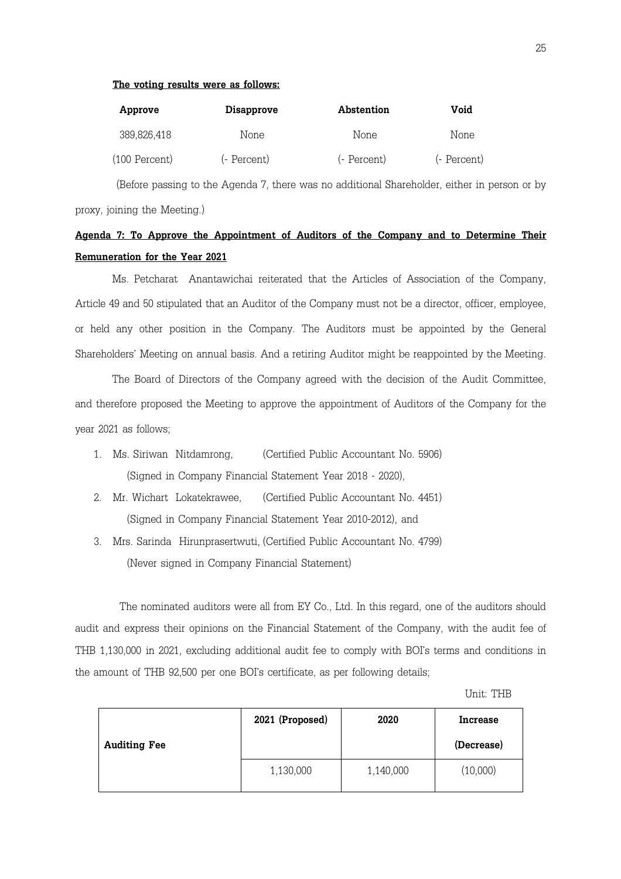**The voting results were as follows:**

| Approve | Disapprove | Abstention | Void |
|---|---|---|---|
| 389,826,418 | None | None | None |
| (100 Percent) | (- Percent) | (- Percent) | (- Percent) |

(Before passing to the Agenda 7, there was no additional Shareholder, either in person or by proxy, joining the Meeting.)

**Agenda 7: To Approve the Appointment of Auditors of the Company and to Determine Their Remuneration for the Year 2021**

Ms. Petcharat Anantawichai reiterated that the Articles of Association of the Company, Article 49 and 50 stipulated that an Auditor of the Company must not be a director, officer, employee, or held any other position in the Company. The Auditors must be appointed by the General Shareholders' Meeting on annual basis. And a retiring Auditor might be reappointed by the Meeting.

The Board of Directors of the Company agreed with the decision of the Audit Committee, and therefore proposed the Meeting to approve the appointment of Auditors of the Company for the year 2021 as follows;

1. Ms. Siriwan Nitdamrong, (Certified Public Accountant No. 5906)
   (Signed in Company Financial Statement Year 2018 - 2020),
2. Mr. Wichart Lokatekrawee, (Certified Public Accountant No. 4451)
   (Signed in Company Financial Statement Year 2010-2012), and
3. Mrs. Sarinda Hirunprasertwuti, (Certified Public Accountant No. 4799)
   (Never signed in Company Financial Statement)

The nominated auditors were all from EY Co., Ltd. In this regard, one of the auditors should audit and express their opinions on the Financial Statement of the Company, with the audit fee of THB 1,130,000 in 2021, excluding additional audit fee to comply with BOI's terms and conditions in the amount of THB 92,500 per one BOI's certificate, as per following details;

Unit: THB

| | 2021 (Proposed) | 2020 | Increase (Decrease) |
|---|---|---|---|
| **Auditing Fee** | 1,130,000 | 1,140,000 | (10,000) |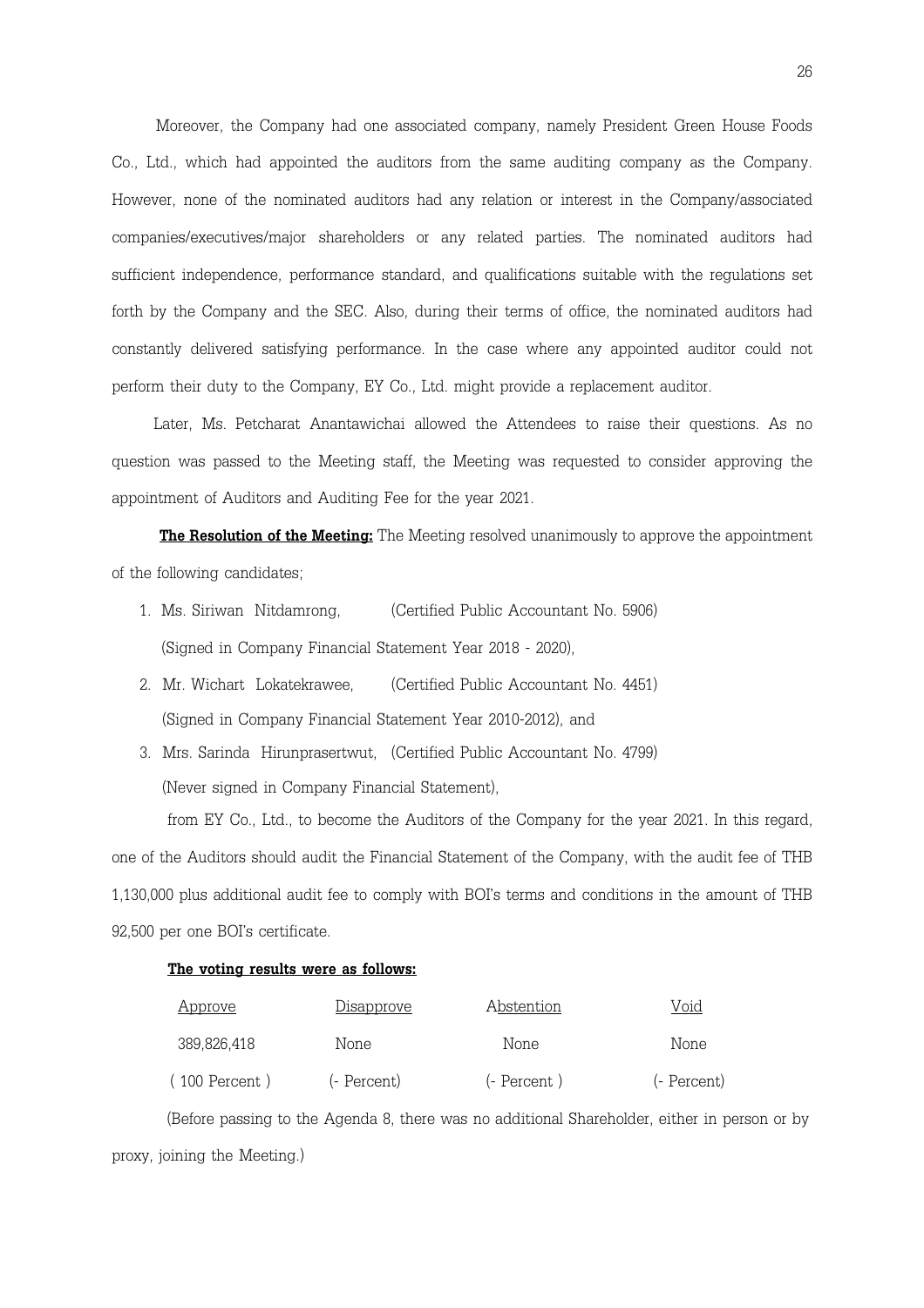Moreover, the Company had one associated company, namely President Green House Foods Co., Ltd., which had appointed the auditors from the same auditing company as the Company. However, none of the nominated auditors had any relation or interest in the Company/associated companies/executives/major shareholders or any related parties. The nominated auditors had sufficient independence, performance standard, and qualifications suitable with the regulations set forth by the Company and the SEC. Also, during their terms of office, the nominated auditors had constantly delivered satisfying performance. In the case where any appointed auditor could not perform their duty to the Company, EY Co., Ltd. might provide a replacement auditor.

Later, Ms. Petcharat Anantawichai allowed the Attendees to raise their questions. As no question was passed to the Meeting staff, the Meeting was requested to consider approving the appointment of Auditors and Auditing Fee for the year 2021.

**The Resolution of the Meeting:** The Meeting resolved unanimously to approve the appointment of the following candidates;

1. Ms. Siriwan Nitdamrong, (Certified Public Accountant No. 5906)
   (Signed in Company Financial Statement Year 2018 - 2020),
2. Mr. Wichart Lokatekrawee, (Certified Public Accountant No. 4451)
   (Signed in Company Financial Statement Year 2010-2012), and
3. Mrs. Sarinda Hirunprasertwut, (Certified Public Accountant No. 4799)
   (Never signed in Company Financial Statement),

from EY Co., Ltd., to become the Auditors of the Company for the year 2021. In this regard, one of the Auditors should audit the Financial Statement of the Company, with the audit fee of THB 1,130,000 plus additional audit fee to comply with BOI's terms and conditions in the amount of THB 92,500 per one BOI's certificate.

**The voting results were as follows:**

| Approve | Disapprove | Abstention | Void |
|---|---|---|---|
| 389,826,418 | None | None | None |
| ( 100 Percent ) | (- Percent) | (- Percent ) | (- Percent) |

(Before passing to the Agenda 8, there was no additional Shareholder, either in person or by proxy, joining the Meeting.)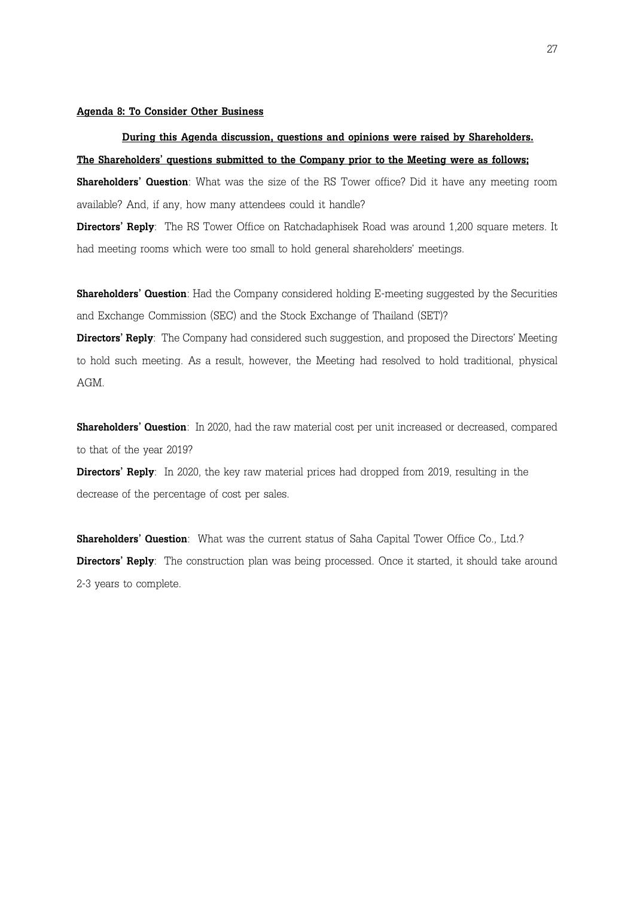**Agenda 8: To Consider Other Business**

**During this Agenda discussion, questions and opinions were raised by Shareholders.**

**The Shareholders' questions submitted to the Company prior to the Meeting were as follows;**

**Shareholders' Question**: What was the size of the RS Tower office? Did it have any meeting room available? And, if any, how many attendees could it handle?

**Directors' Reply**: The RS Tower Office on Ratchadaphisek Road was around 1,200 square meters. It had meeting rooms which were too small to hold general shareholders' meetings.

**Shareholders' Question**: Had the Company considered holding E-meeting suggested by the Securities and Exchange Commission (SEC) and the Stock Exchange of Thailand (SET)?

**Directors' Reply**: The Company had considered such suggestion, and proposed the Directors' Meeting to hold such meeting. As a result, however, the Meeting had resolved to hold traditional, physical AGM.

**Shareholders' Question**: In 2020, had the raw material cost per unit increased or decreased, compared to that of the year 2019?

**Directors' Reply**: In 2020, the key raw material prices had dropped from 2019, resulting in the decrease of the percentage of cost per sales.

**Shareholders' Question**: What was the current status of Saha Capital Tower Office Co., Ltd.?

**Directors' Reply**: The construction plan was being processed. Once it started, it should take around 2-3 years to complete.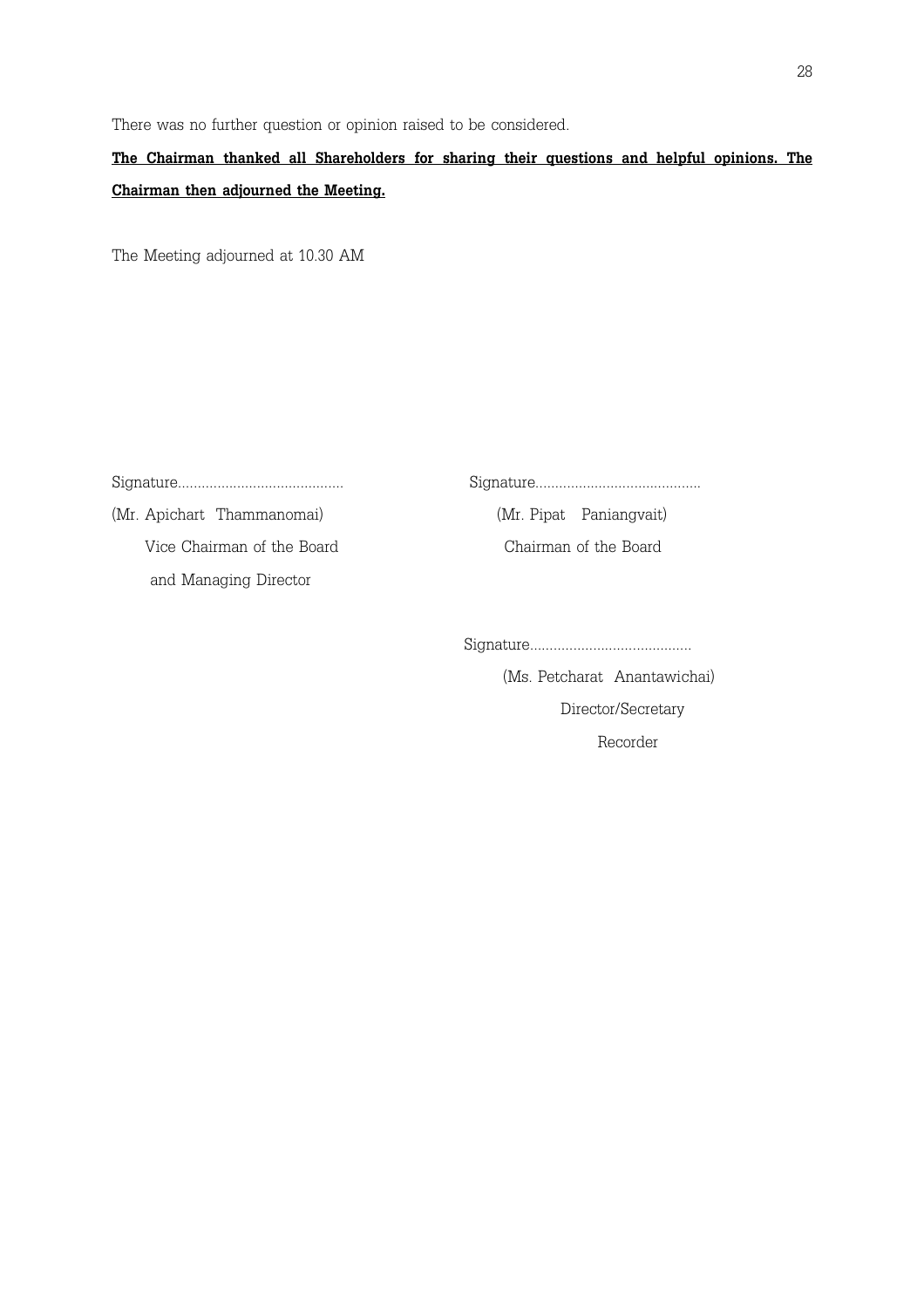There was no further question or opinion raised to be considered.

**The Chairman thanked all Shareholders for sharing their questions and helpful opinions. The Chairman then adjourned the Meeting.**

The Meeting adjourned at 10.30 AM

Signature..........................................

(Mr. Apichart Thammanomai)

Vice Chairman of the Board

and Managing Director

Signature..........................................

(Mr. Pipat Paniangvait)

Chairman of the Board

Signature........................................

(Ms. Petcharat Anantawichai)

Director/Secretary

Recorder